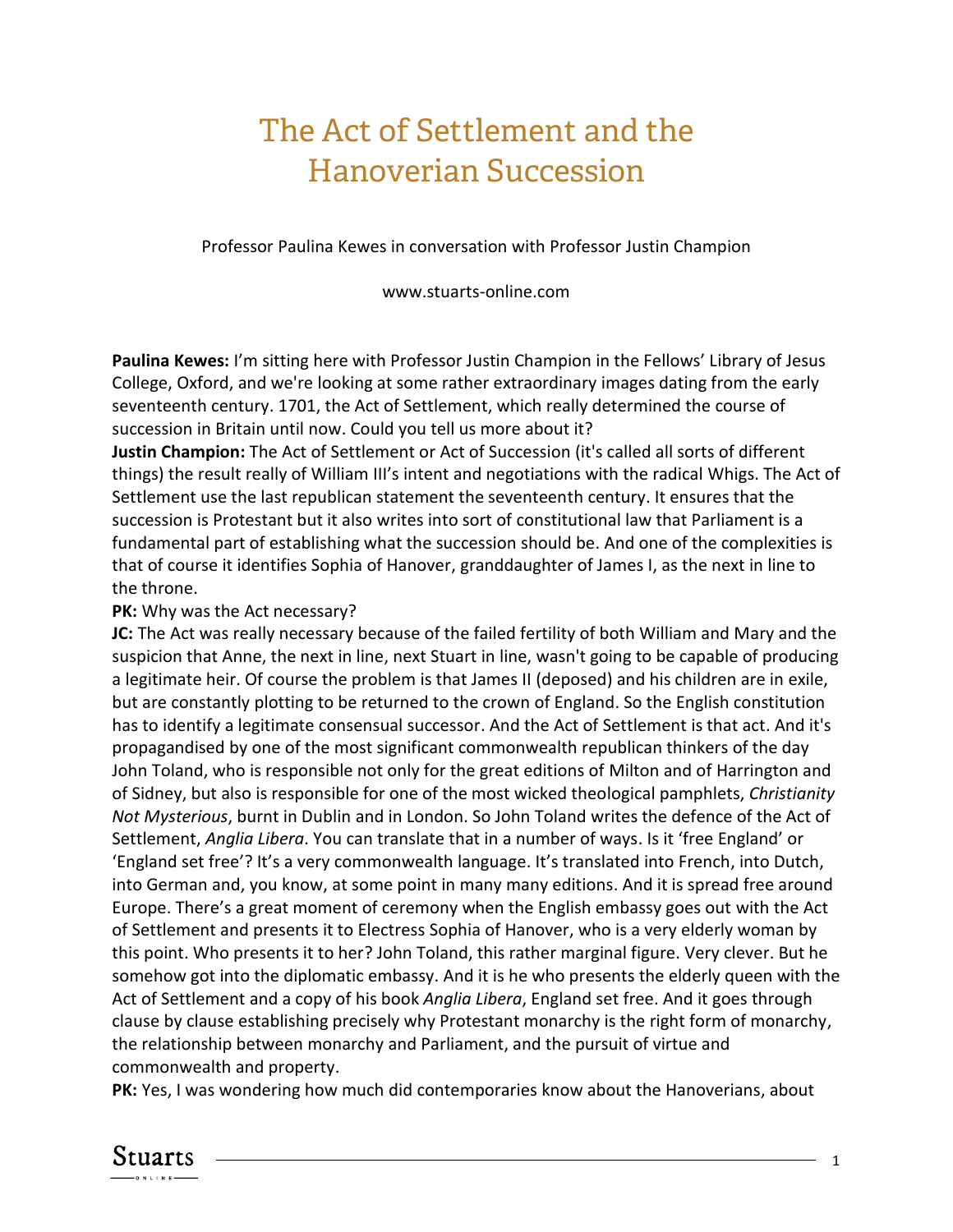// The Act of Settlement and the Hanoverian Succession

Professor Paulina Kewes in conversation with Professor Justin Champion

www.stuarts-online.com

**Paulina Kewes:** I'm sitting here with Professor Justin Champion in the Fellows' Library of Jesus College, Oxford, and we're looking at some rather extraordinary images dating from the early seventeenth century. 1701, the Act of Settlement, which really determined the course of succession in Britain until now. Could you tell us more about it?

**Justin Champion:** The Act of Settlement or Act of Succession (it's called all sorts of different things) the result really of William III's intent and negotiations with the radical Whigs. The Act of Settlement use the last republican statement the seventeenth century. It ensures that the succession is Protestant but it also writes into sort of constitutional law that Parliament is a fundamental part of establishing what the succession should be. And one of the complexities is that of course it identifies Sophia of Hanover, granddaughter of James I, as the next in line to the throne.

**PK:** Why was the Act necessary?

**JC:** The Act was really necessary because of the failed fertility of both William and Mary and the suspicion that Anne, the next in line, next Stuart in line, wasn't going to be capable of producing a legitimate heir. Of course the problem is that James II (deposed) and his children are in exile, but are constantly plotting to be returned to the crown of England. So the English constitution has to identify a legitimate consensual successor. And the Act of Settlement is that act. And it's propagandised by one of the most significant commonwealth republican thinkers of the day John Toland, who is responsible not only for the great editions of Milton and of Harrington and of Sidney, but also is responsible for one of the most wicked theological pamphlets, *Christianity Not Mysterious*, burnt in Dublin and in London. So John Toland writes the defence of the Act of Settlement, *Anglia Libera*. You can translate that in a number of ways. Is it 'free England' or 'England set free'? It's a very commonwealth language. It's translated into French, into Dutch, into German and, you know, at some point in many many editions. And it is spread free around Europe. There's a great moment of ceremony when the English embassy goes out with the Act of Settlement and presents it to Electress Sophia of Hanover, who is a very elderly woman by this point. Who presents it to her? John Toland, this rather marginal figure. Very clever. But he somehow got into the diplomatic embassy. And it is he who presents the elderly queen with the Act of Settlement and a copy of his book *Anglia Libera*, England set free. And it goes through clause by clause establishing precisely why Protestant monarchy is the right form of monarchy, the relationship between monarchy and Parliament, and the pursuit of virtue and commonwealth and property.

**PK:** Yes, I was wondering how much did contemporaries know about the Hanoverians, about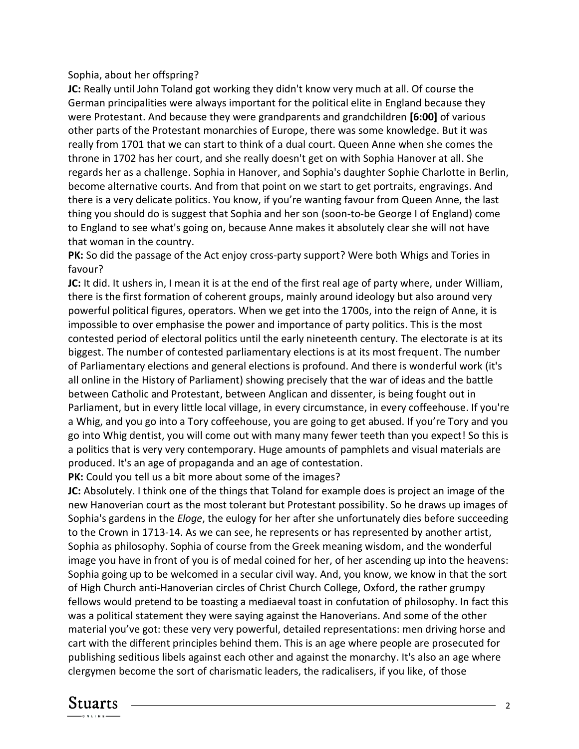Sophia, about her offspring?

**JC:** Really until John Toland got working they didn't know very much at all. Of course the German principalities were always important for the political elite in England because they were Protestant. And because they were grandparents and grandchildren **[6:00]** of various other parts of the Protestant monarchies of Europe, there was some knowledge. But it was really from 1701 that we can start to think of a dual court. Queen Anne when she comes the throne in 1702 has her court, and she really doesn't get on with Sophia Hanover at all. She regards her as a challenge. Sophia in Hanover, and Sophia's daughter Sophie Charlotte in Berlin, become alternative courts. And from that point on we start to get portraits, engravings. And there is a very delicate politics. You know, if you're wanting favour from Queen Anne, the last thing you should do is suggest that Sophia and her son (soon-to-be George I of England) come to England to see what's going on, because Anne makes it absolutely clear she will not have that woman in the country.

**PK:** So did the passage of the Act enjoy cross-party support? Were both Whigs and Tories in favour?

**JC:** It did. It ushers in, I mean it is at the end of the first real age of party where, under William, there is the first formation of coherent groups, mainly around ideology but also around very powerful political figures, operators. When we get into the 1700s, into the reign of Anne, it is impossible to over emphasise the power and importance of party politics. This is the most contested period of electoral politics until the early nineteenth century. The electorate is at its biggest. The number of contested parliamentary elections is at its most frequent. The number of Parliamentary elections and general elections is profound. And there is wonderful work (it's all online in the History of Parliament) showing precisely that the war of ideas and the battle between Catholic and Protestant, between Anglican and dissenter, is being fought out in Parliament, but in every little local village, in every circumstance, in every coffeehouse. If you're a Whig, and you go into a Tory coffeehouse, you are going to get abused. If you're Tory and you go into Whig dentist, you will come out with many many fewer teeth than you expect! So this is a politics that is very very contemporary. Huge amounts of pamphlets and visual materials are produced. It's an age of propaganda and an age of contestation.

**PK:** Could you tell us a bit more about some of the images?

**JC:** Absolutely. I think one of the things that Toland for example does is project an image of the new Hanoverian court as the most tolerant but Protestant possibility. So he draws up images of Sophia's gardens in the *Eloge*, the eulogy for her after she unfortunately dies before succeeding to the Crown in 1713-14. As we can see, he represents or has represented by another artist, Sophia as philosophy. Sophia of course from the Greek meaning wisdom, and the wonderful image you have in front of you is of medal coined for her, of her ascending up into the heavens: Sophia going up to be welcomed in a secular civil way. And, you know, we know in that the sort of High Church anti-Hanoverian circles of Christ Church College, Oxford, the rather grumpy fellows would pretend to be toasting a mediaeval toast in confutation of philosophy. In fact this was a political statement they were saying against the Hanoverians. And some of the other material you've got: these very very powerful, detailed representations: men driving horse and cart with the different principles behind them. This is an age where people are prosecuted for publishing seditious libels against each other and against the monarchy. It's also an age where clergymen become the sort of charismatic leaders, the radicalisers, if you like, of those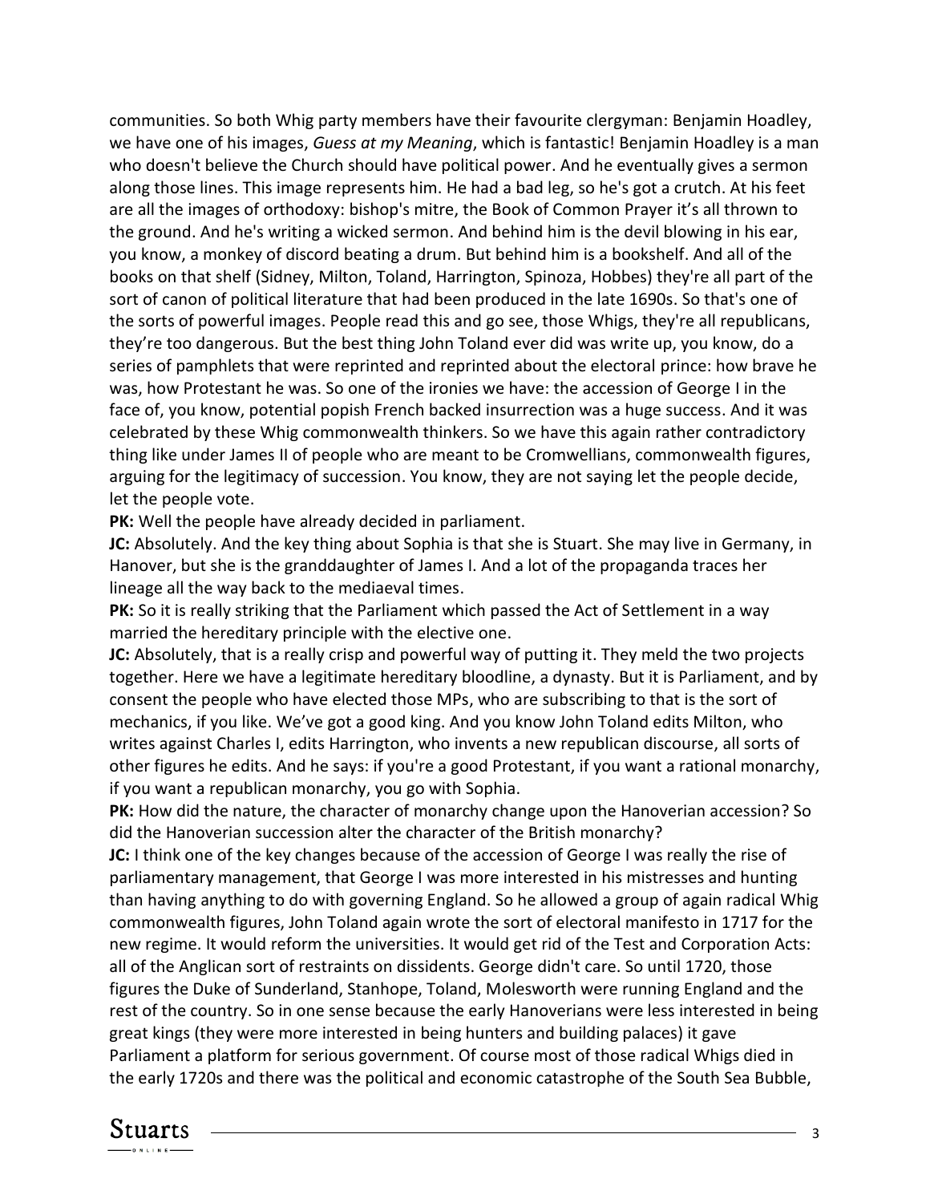communities. So both Whig party members have their favourite clergyman: Benjamin Hoadley, we have one of his images, *Guess at my Meaning*, which is fantastic! Benjamin Hoadley is a man who doesn't believe the Church should have political power. And he eventually gives a sermon along those lines. This image represents him. He had a bad leg, so he's got a crutch. At his feet are all the images of orthodoxy: bishop's mitre, the Book of Common Prayer it's all thrown to the ground. And he's writing a wicked sermon. And behind him is the devil blowing in his ear, you know, a monkey of discord beating a drum. But behind him is a bookshelf. And all of the books on that shelf (Sidney, Milton, Toland, Harrington, Spinoza, Hobbes) they're all part of the sort of canon of political literature that had been produced in the late 1690s. So that's one of the sorts of powerful images. People read this and go see, those Whigs, they're all republicans, they're too dangerous. But the best thing John Toland ever did was write up, you know, do a series of pamphlets that were reprinted and reprinted about the electoral prince: how brave he was, how Protestant he was. So one of the ironies we have: the accession of George I in the face of, you know, potential popish French backed insurrection was a huge success. And it was celebrated by these Whig commonwealth thinkers. So we have this again rather contradictory thing like under James II of people who are meant to be Cromwellians, commonwealth figures, arguing for the legitimacy of succession. You know, they are not saying let the people decide, let the people vote.

**PK:** Well the people have already decided in parliament.

**JC:** Absolutely. And the key thing about Sophia is that she is Stuart. She may live in Germany, in Hanover, but she is the granddaughter of James I. And a lot of the propaganda traces her lineage all the way back to the mediaeval times.

**PK:** So it is really striking that the Parliament which passed the Act of Settlement in a way married the hereditary principle with the elective one.

**JC:** Absolutely, that is a really crisp and powerful way of putting it. They meld the two projects together. Here we have a legitimate hereditary bloodline, a dynasty. But it is Parliament, and by consent the people who have elected those MPs, who are subscribing to that is the sort of mechanics, if you like. We've got a good king. And you know John Toland edits Milton, who writes against Charles I, edits Harrington, who invents a new republican discourse, all sorts of other figures he edits. And he says: if you're a good Protestant, if you want a rational monarchy, if you want a republican monarchy, you go with Sophia.

**PK:** How did the nature, the character of monarchy change upon the Hanoverian accession? So did the Hanoverian succession alter the character of the British monarchy?

**JC:** I think one of the key changes because of the accession of George I was really the rise of parliamentary management, that George I was more interested in his mistresses and hunting than having anything to do with governing England. So he allowed a group of again radical Whig commonwealth figures, John Toland again wrote the sort of electoral manifesto in 1717 for the new regime. It would reform the universities. It would get rid of the Test and Corporation Acts: all of the Anglican sort of restraints on dissidents. George didn't care. So until 1720, those figures the Duke of Sunderland, Stanhope, Toland, Molesworth were running England and the rest of the country. So in one sense because the early Hanoverians were less interested in being great kings (they were more interested in being hunters and building palaces) it gave Parliament a platform for serious government. Of course most of those radical Whigs died in the early 1720s and there was the political and economic catastrophe of the South Sea Bubble,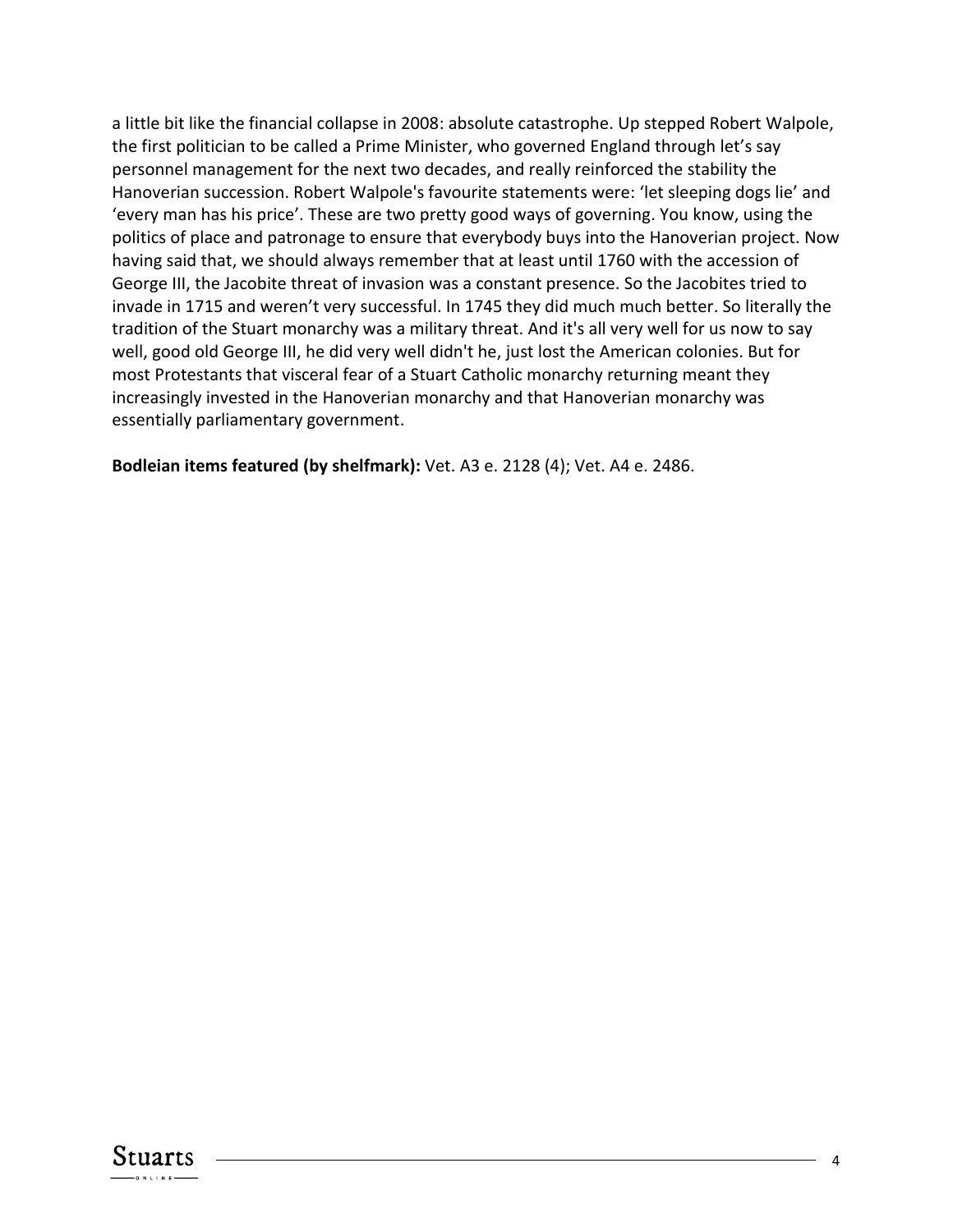a little bit like the financial collapse in 2008: absolute catastrophe. Up stepped Robert Walpole, the first politician to be called a Prime Minister, who governed England through let's say personnel management for the next two decades, and really reinforced the stability the Hanoverian succession. Robert Walpole's favourite statements were: 'let sleeping dogs lie' and 'every man has his price'. These are two pretty good ways of governing. You know, using the politics of place and patronage to ensure that everybody buys into the Hanoverian project. Now having said that, we should always remember that at least until 1760 with the accession of George III, the Jacobite threat of invasion was a constant presence. So the Jacobites tried to invade in 1715 and weren't very successful. In 1745 they did much much better. So literally the tradition of the Stuart monarchy was a military threat. And it's all very well for us now to say well, good old George III, he did very well didn't he, just lost the American colonies. But for most Protestants that visceral fear of a Stuart Catholic monarchy returning meant they increasingly invested in the Hanoverian monarchy and that Hanoverian monarchy was essentially parliamentary government.

**Bodleian items featured (by shelfmark):** Vet. A3 e. 2128 (4); Vet. A4 e. 2486.